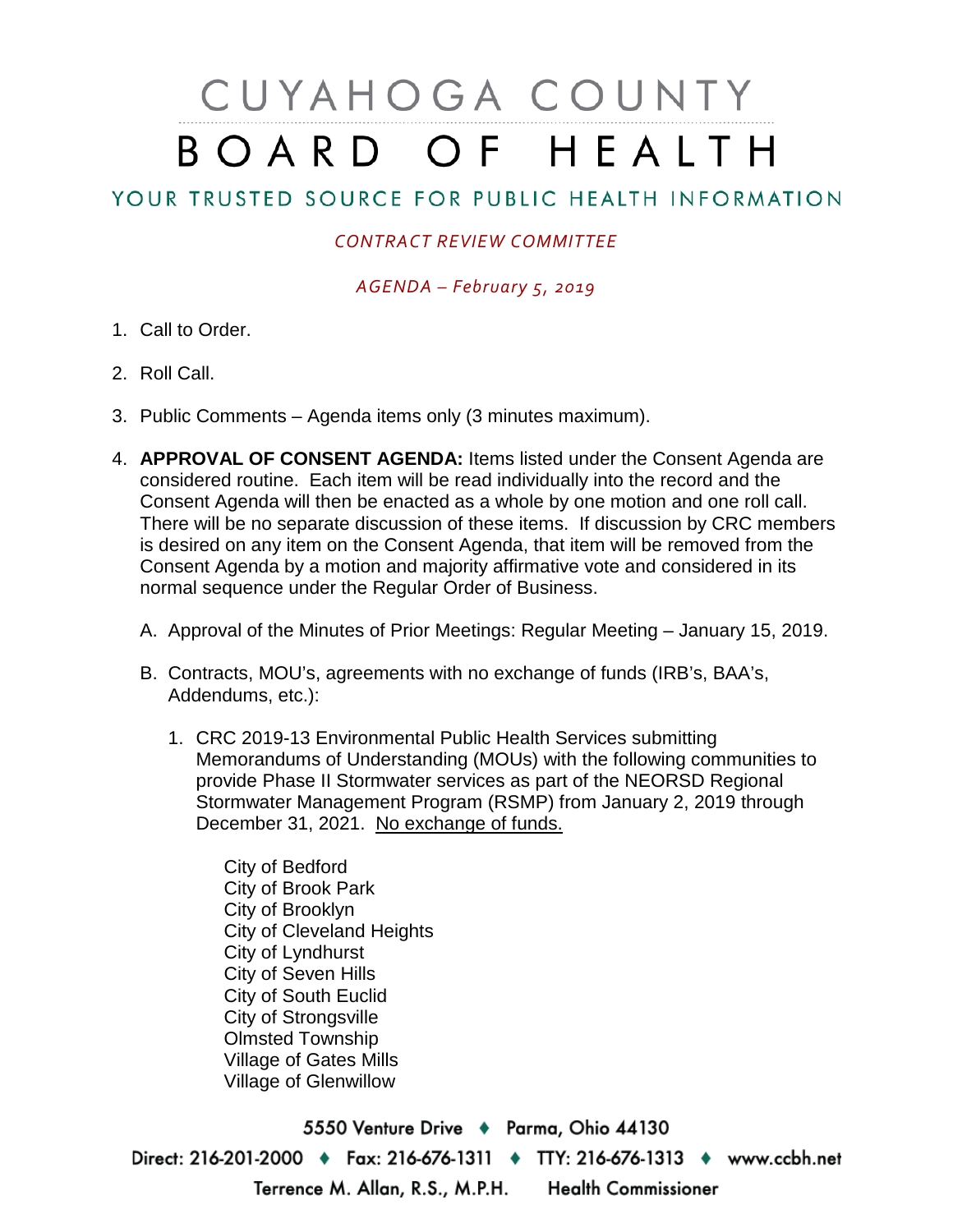# CUYAHOGA COUNTY BOARD OF HEALTH

## YOUR TRUSTED SOURCE FOR PUBLIC HEALTH INFORMATION

*CONTRACT REVIEW COMMITTEE*

*AGENDA – February 5, 2019*

1. Call to Order.

2. Roll Call.

3. Public Comments – Agenda items only (3 minutes maximum).

4. **APPROVAL OF CONSENT AGENDA:** Items listed under the Consent Agenda are considered routine. Each item will be read individually into the record and the Consent Agenda will then be enacted as a whole by one motion and one roll call. There will be no separate discussion of these items. If discussion by CRC members is desired on any item on the Consent Agenda, that item will be removed from the Consent Agenda by a motion and majority affirmative vote and considered in its normal sequence under the Regular Order of Business.

   A. Approval of the Minutes of Prior Meetings: Regular Meeting – January 15, 2019.

   B. Contracts, MOU's, agreements with no exchange of funds (IRB's, BAA's, Addendums, etc.):

      1. CRC 2019-13 Environmental Public Health Services submitting Memorandums of Understanding (MOUs) with the following communities to provide Phase II Stormwater services as part of the NEORSD Regional Stormwater Management Program (RSMP) from January 2, 2019 through December 31, 2021. <u>No exchange of funds.</u>

         City of Bedford
         City of Brook Park
         City of Brooklyn
         City of Cleveland Heights
         City of Lyndhurst
         City of Seven Hills
         City of South Euclid
         City of Strongsville
         Olmsted Township
         Village of Gates Mills
         Village of Glenwillow

5550 Venture Drive ♦ Parma, Ohio 44130
Direct: 216-201-2000 ♦ Fax: 216-676-1311 ♦ TTY: 216-676-1313 ♦ www.ccbh.net
Terrence M. Allan, R.S., M.P.H. Health Commissioner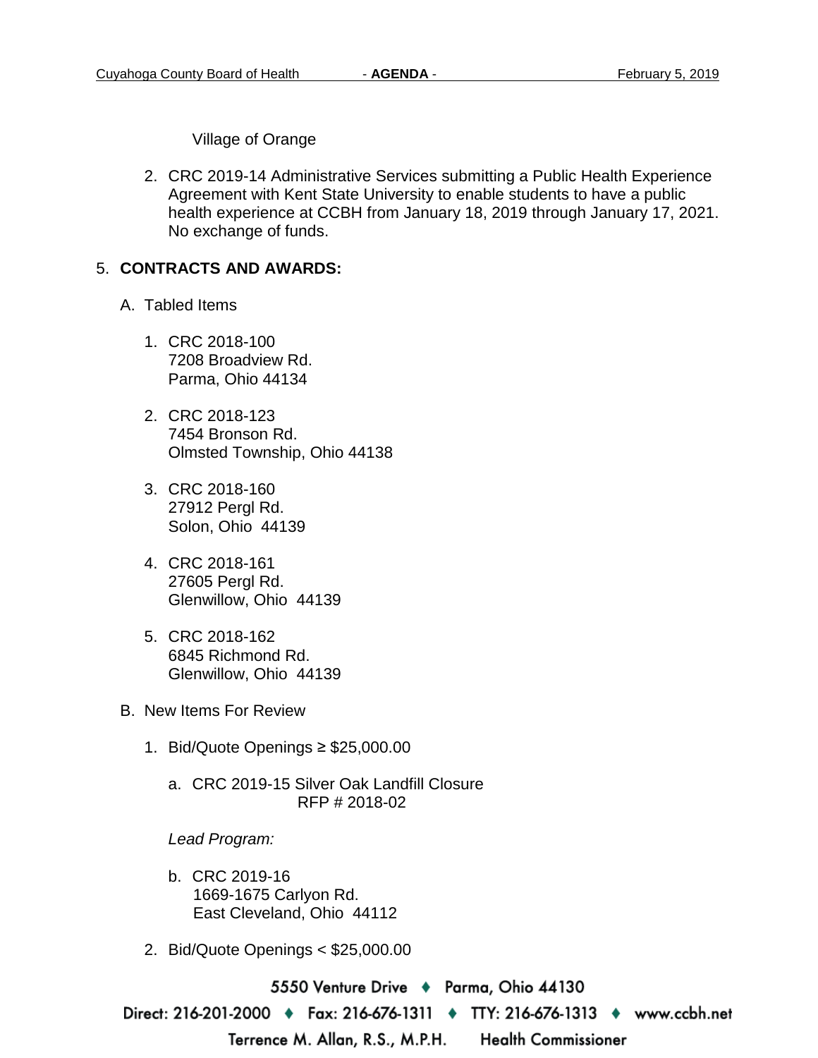Village of Orange

2. CRC 2019-14 Administrative Services submitting a Public Health Experience Agreement with Kent State University to enable students to have a public health experience at CCBH from January 18, 2019 through January 17, 2021. No exchange of funds.

5. **CONTRACTS AND AWARDS:**

   A. Tabled Items

      1. CRC 2018-100
         7208 Broadview Rd.
         Parma, Ohio 44134

      2. CRC 2018-123
         7454 Bronson Rd.
         Olmsted Township, Ohio 44138

      3. CRC 2018-160
         27912 Pergl Rd.
         Solon, Ohio 44139

      4. CRC 2018-161
         27605 Pergl Rd.
         Glenwillow, Ohio 44139

      5. CRC 2018-162
         6845 Richmond Rd.
         Glenwillow, Ohio 44139

   B. New Items For Review

      1. Bid/Quote Openings ≥ $25,000.00

         a. CRC 2019-15 Silver Oak Landfill Closure
            RFP # 2018-02

         *Lead Program:*

         b. CRC 2019-16
            1669-1675 Carlyon Rd.
            East Cleveland, Ohio 44112

      2. Bid/Quote Openings < $25,000.00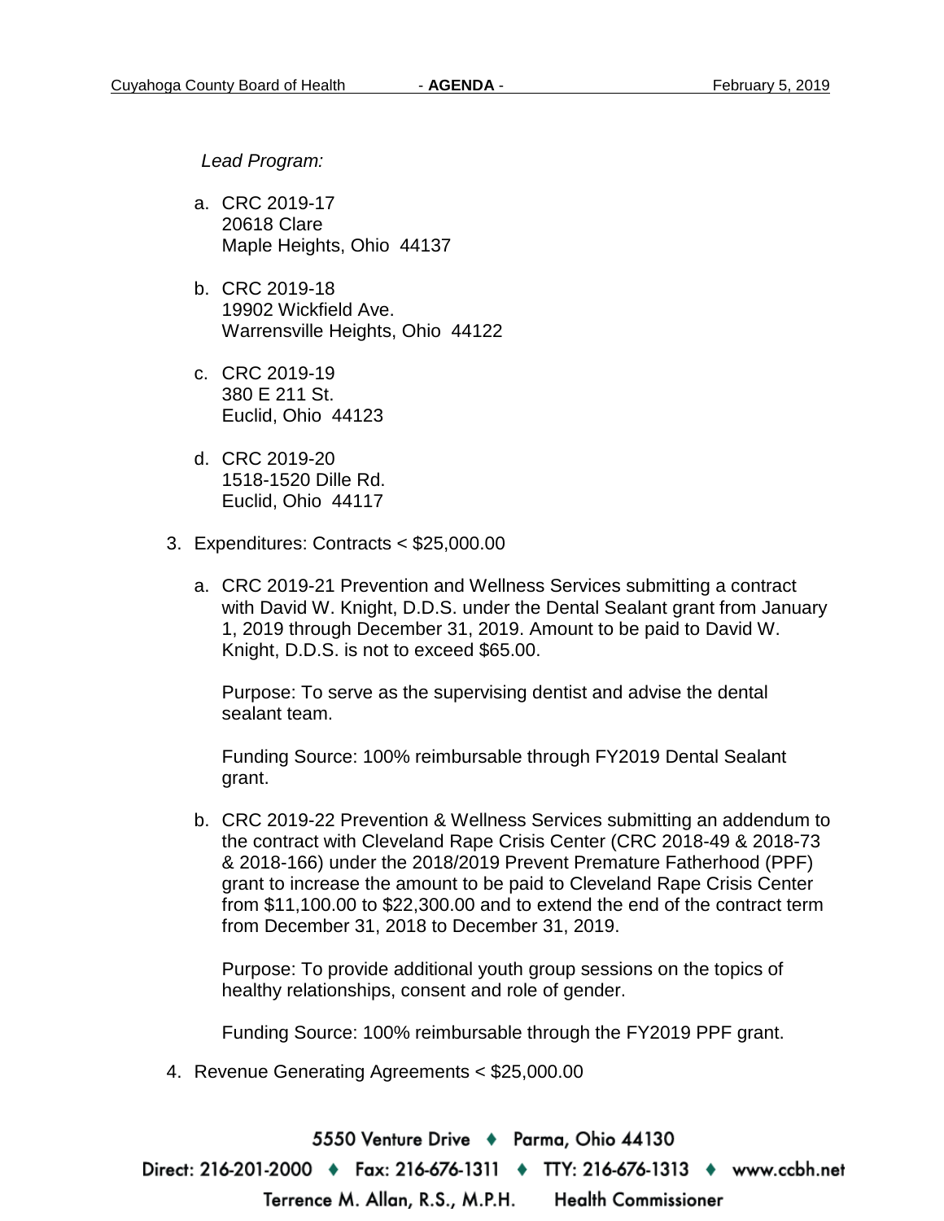*Lead Program:*

a. CRC 2019-17
   20618 Clare
   Maple Heights, Ohio 44137

b. CRC 2019-18
   19902 Wickfield Ave.
   Warrensville Heights, Ohio 44122

c. CRC 2019-19
   380 E 211 St.
   Euclid, Ohio 44123

d. CRC 2019-20
   1518-1520 Dille Rd.
   Euclid, Ohio 44117

3. Expenditures: Contracts < $25,000.00

   a. CRC 2019-21 Prevention and Wellness Services submitting a contract with David W. Knight, D.D.S. under the Dental Sealant grant from January 1, 2019 through December 31, 2019. Amount to be paid to David W. Knight, D.D.S. is not to exceed $65.00.

      Purpose: To serve as the supervising dentist and advise the dental sealant team.

      Funding Source: 100% reimbursable through FY2019 Dental Sealant grant.

   b. CRC 2019-22 Prevention & Wellness Services submitting an addendum to the contract with Cleveland Rape Crisis Center (CRC 2018-49 & 2018-73 & 2018-166) under the 2018/2019 Prevent Premature Fatherhood (PPF) grant to increase the amount to be paid to Cleveland Rape Crisis Center from $11,100.00 to $22,300.00 and to extend the end of the contract term from December 31, 2018 to December 31, 2019.

      Purpose: To provide additional youth group sessions on the topics of healthy relationships, consent and role of gender.

      Funding Source: 100% reimbursable through the FY2019 PPF grant.

4. Revenue Generating Agreements < $25,000.00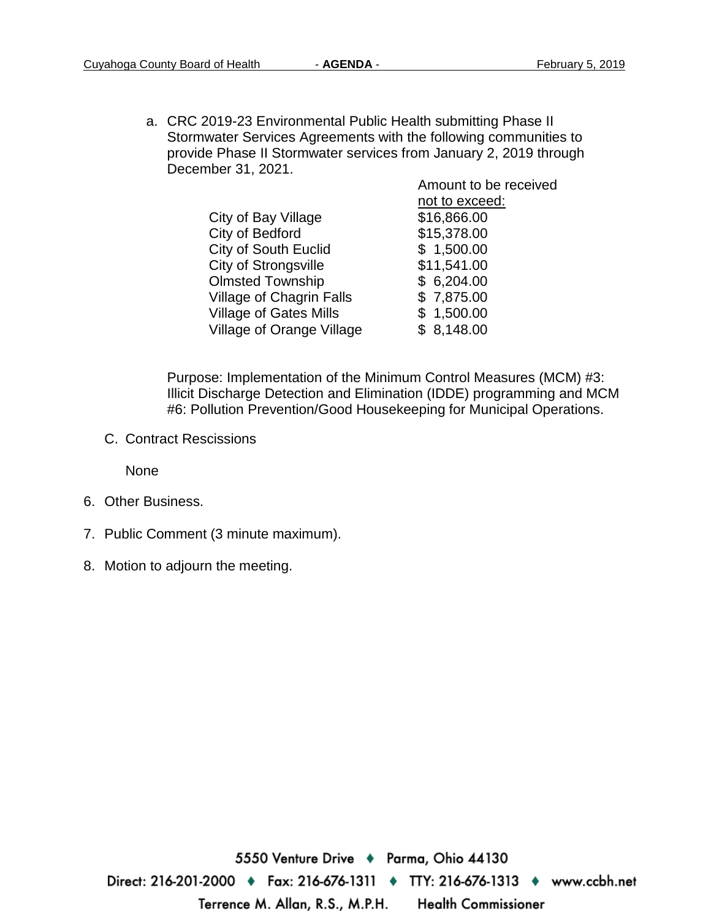a. CRC 2019-23 Environmental Public Health submitting Phase II Stormwater Services Agreements with the following communities to provide Phase II Stormwater services from January 2, 2019 through December 31, 2021.

| | Amount to be received not to exceed: |
|---|---|
| City of Bay Village | $16,866.00 |
| City of Bedford | $15,378.00 |
| City of South Euclid | $ 1,500.00 |
| City of Strongsville | $11,541.00 |
| Olmsted Township | $ 6,204.00 |
| Village of Chagrin Falls | $ 7,875.00 |
| Village of Gates Mills | $ 1,500.00 |
| Village of Orange Village | $ 8,148.00 |

Purpose: Implementation of the Minimum Control Measures (MCM) #3: Illicit Discharge Detection and Elimination (IDDE) programming and MCM #6: Pollution Prevention/Good Housekeeping for Municipal Operations.

C. Contract Rescissions

None

6. Other Business.

7. Public Comment (3 minute maximum).

8. Motion to adjourn the meeting.